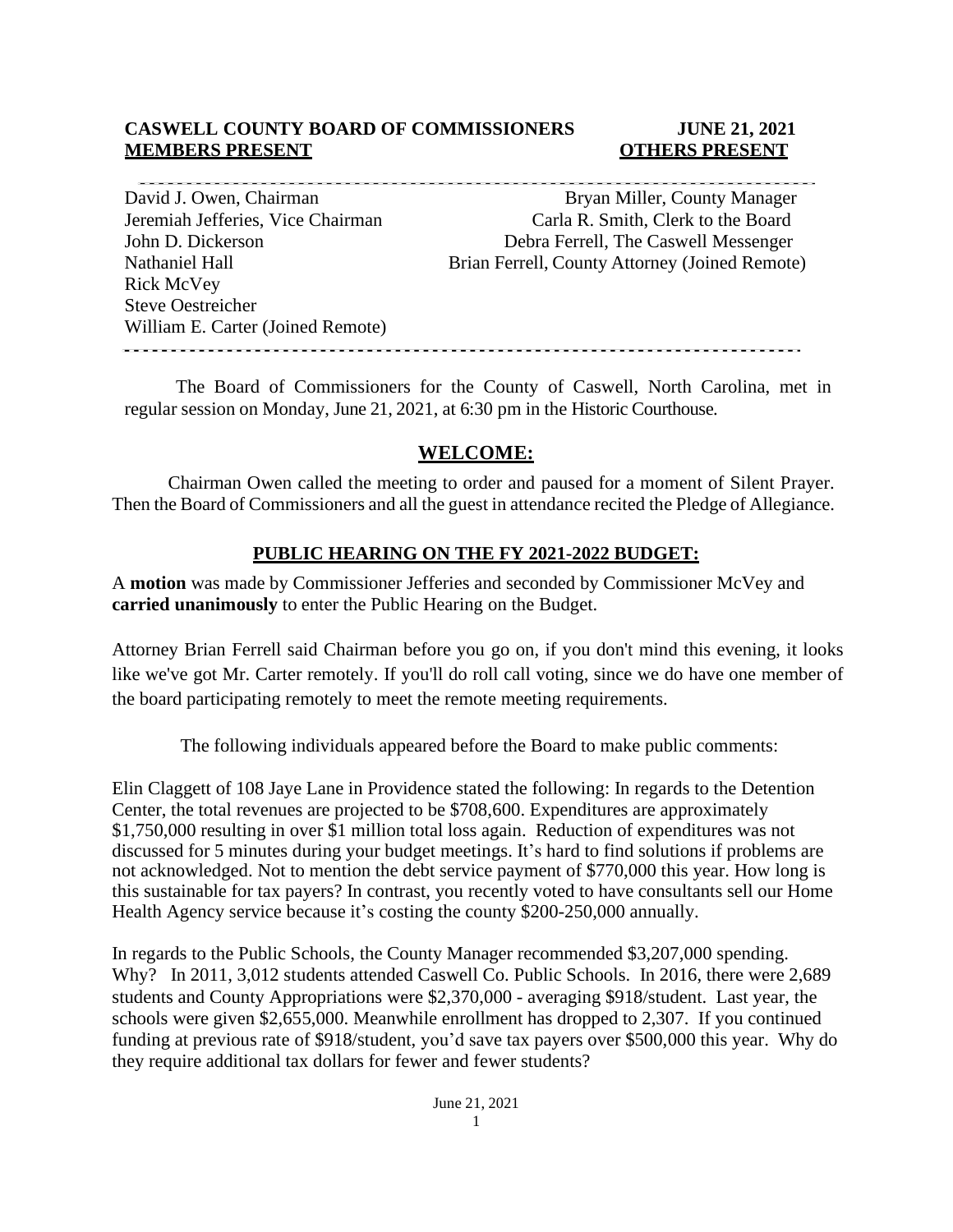**CASWELL COUNTY BOARD OF COMMISSIONERS** **JUNE 21, 2021**

| MEMBERS PRESENT | OTHERS PRESENT |
|---|---|
| David J. Owen, Chairman | Bryan Miller, County Manager |
| Jeremiah Jefferies, Vice Chairman | Carla R. Smith, Clerk to the Board |
| John D. Dickerson | Debra Ferrell, The Caswell Messenger |
| Nathaniel Hall | Brian Ferrell, County Attorney (Joined Remote) |
| Rick McVey | |
| Steve Oestreicher | |
| William E. Carter (Joined Remote) | |

The Board of Commissioners for the County of Caswell, North Carolina, met in regular session on Monday, June 21, 2021, at 6:30 pm in the Historic Courthouse.

## WELCOME:

Chairman Owen called the meeting to order and paused for a moment of Silent Prayer. Then the Board of Commissioners and all the guest in attendance recited the Pledge of Allegiance.

## PUBLIC HEARING ON THE FY 2021-2022 BUDGET:

A **motion** was made by Commissioner Jefferies and seconded by Commissioner McVey and **carried unanimously** to enter the Public Hearing on the Budget.

Attorney Brian Ferrell said Chairman before you go on, if you don't mind this evening, it looks like we've got Mr. Carter remotely. If you'll do roll call voting, since we do have one member of the board participating remotely to meet the remote meeting requirements.

The following individuals appeared before the Board to make public comments:

Elin Claggett of 108 Jaye Lane in Providence stated the following: In regards to the Detention Center, the total revenues are projected to be $708,600. Expenditures are approximately $1,750,000 resulting in over $1 million total loss again. Reduction of expenditures was not discussed for 5 minutes during your budget meetings. It's hard to find solutions if problems are not acknowledged. Not to mention the debt service payment of $770,000 this year. How long is this sustainable for tax payers? In contrast, you recently voted to have consultants sell our Home Health Agency service because it's costing the county $200-250,000 annually.

In regards to the Public Schools, the County Manager recommended $3,207,000 spending. Why? In 2011, 3,012 students attended Caswell Co. Public Schools. In 2016, there were 2,689 students and County Appropriations were $2,370,000 - averaging $918/student. Last year, the schools were given $2,655,000. Meanwhile enrollment has dropped to 2,307. If you continued funding at previous rate of $918/student, you'd save tax payers over $500,000 this year. Why do they require additional tax dollars for fewer and fewer students?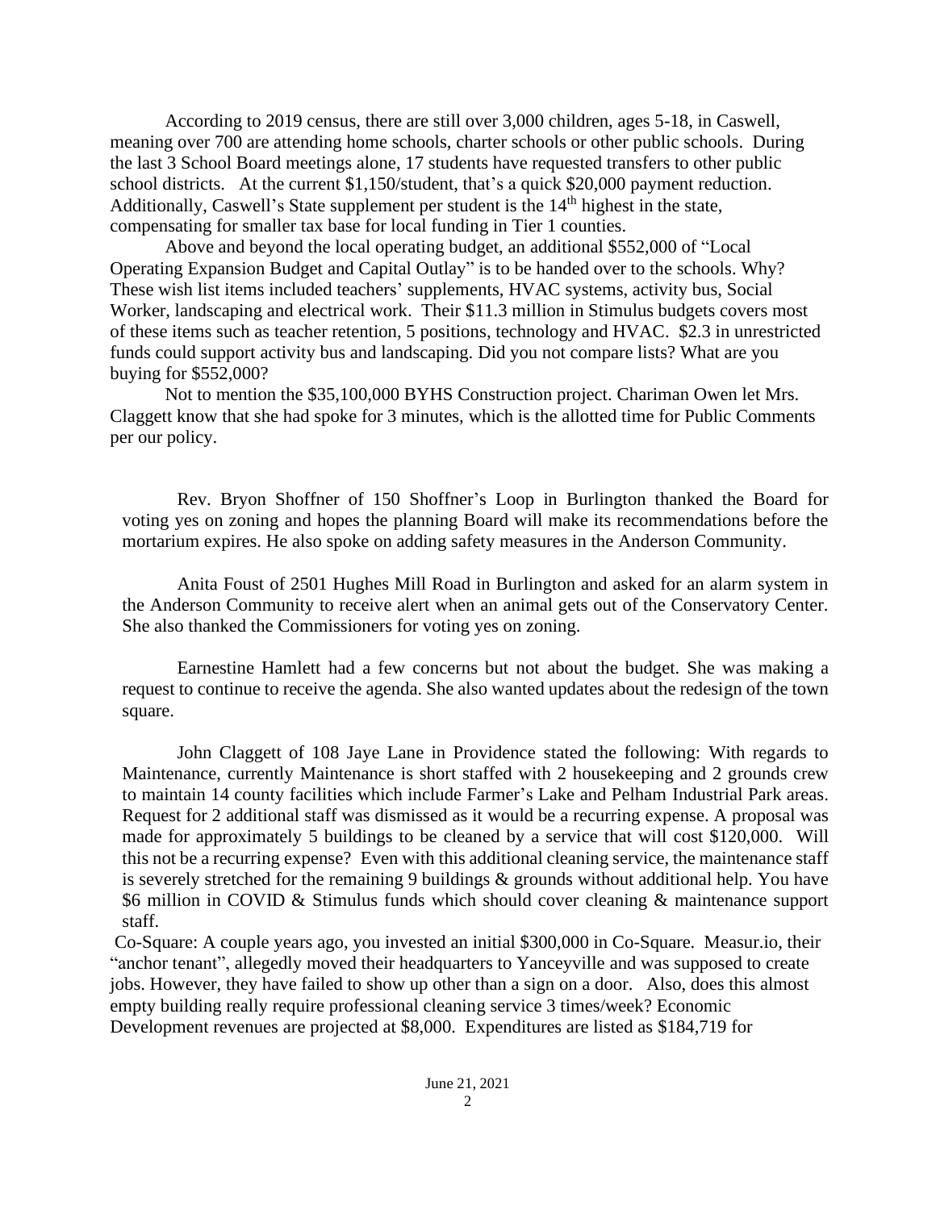According to 2019 census, there are still over 3,000 children, ages 5-18, in Caswell, meaning over 700 are attending home schools, charter schools or other public schools. During the last 3 School Board meetings alone, 17 students have requested transfers to other public school districts. At the current $1,150/student, that's a quick $20,000 payment reduction. Additionally, Caswell's State supplement per student is the 14th highest in the state, compensating for smaller tax base for local funding in Tier 1 counties.

Above and beyond the local operating budget, an additional $552,000 of "Local Operating Expansion Budget and Capital Outlay" is to be handed over to the schools. Why? These wish list items included teachers' supplements, HVAC systems, activity bus, Social Worker, landscaping and electrical work. Their $11.3 million in Stimulus budgets covers most of these items such as teacher retention, 5 positions, technology and HVAC. $2.3 in unrestricted funds could support activity bus and landscaping. Did you not compare lists? What are you buying for $552,000?

Not to mention the $35,100,000 BYHS Construction project. Chariman Owen let Mrs. Claggett know that she had spoke for 3 minutes, which is the allotted time for Public Comments per our policy.

Rev. Bryon Shoffner of 150 Shoffner's Loop in Burlington thanked the Board for voting yes on zoning and hopes the planning Board will make its recommendations before the mortarium expires. He also spoke on adding safety measures in the Anderson Community.

Anita Foust of 2501 Hughes Mill Road in Burlington and asked for an alarm system in the Anderson Community to receive alert when an animal gets out of the Conservatory Center. She also thanked the Commissioners for voting yes on zoning.

Earnestine Hamlett had a few concerns but not about the budget. She was making a request to continue to receive the agenda. She also wanted updates about the redesign of the town square.

John Claggett of 108 Jaye Lane in Providence stated the following: With regards to Maintenance, currently Maintenance is short staffed with 2 housekeeping and 2 grounds crew to maintain 14 county facilities which include Farmer's Lake and Pelham Industrial Park areas. Request for 2 additional staff was dismissed as it would be a recurring expense. A proposal was made for approximately 5 buildings to be cleaned by a service that will cost $120,000. Will this not be a recurring expense? Even with this additional cleaning service, the maintenance staff is severely stretched for the remaining 9 buildings & grounds without additional help. You have $6 million in COVID & Stimulus funds which should cover cleaning & maintenance support staff.

Co-Square: A couple years ago, you invested an initial $300,000 in Co-Square. Measur.io, their "anchor tenant", allegedly moved their headquarters to Yanceyville and was supposed to create jobs. However, they have failed to show up other than a sign on a door. Also, does this almost empty building really require professional cleaning service 3 times/week? Economic Development revenues are projected at $8,000. Expenditures are listed as $184,719 for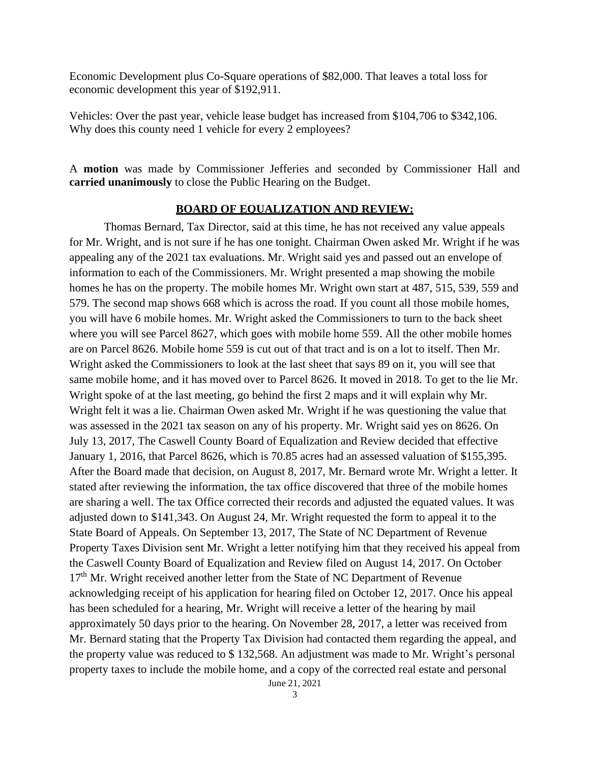Economic Development plus Co-Square operations of $82,000. That leaves a total loss for economic development this year of $192,911.

Vehicles: Over the past year, vehicle lease budget has increased from $104,706 to $342,106. Why does this county need 1 vehicle for every 2 employees?

A **motion** was made by Commissioner Jefferies and seconded by Commissioner Hall and **carried unanimously** to close the Public Hearing on the Budget.

## BOARD OF EQUALIZATION AND REVIEW:

Thomas Bernard, Tax Director, said at this time, he has not received any value appeals for Mr. Wright, and is not sure if he has one tonight. Chairman Owen asked Mr. Wright if he was appealing any of the 2021 tax evaluations. Mr. Wright said yes and passed out an envelope of information to each of the Commissioners. Mr. Wright presented a map showing the mobile homes he has on the property. The mobile homes Mr. Wright own start at 487, 515, 539, 559 and 579. The second map shows 668 which is across the road. If you count all those mobile homes, you will have 6 mobile homes. Mr. Wright asked the Commissioners to turn to the back sheet where you will see Parcel 8627, which goes with mobile home 559. All the other mobile homes are on Parcel 8626. Mobile home 559 is cut out of that tract and is on a lot to itself. Then Mr. Wright asked the Commissioners to look at the last sheet that says 89 on it, you will see that same mobile home, and it has moved over to Parcel 8626. It moved in 2018. To get to the lie Mr. Wright spoke of at the last meeting, go behind the first 2 maps and it will explain why Mr. Wright felt it was a lie. Chairman Owen asked Mr. Wright if he was questioning the value that was assessed in the 2021 tax season on any of his property. Mr. Wright said yes on 8626. On July 13, 2017, The Caswell County Board of Equalization and Review decided that effective January 1, 2016, that Parcel 8626, which is 70.85 acres had an assessed valuation of $155,395. After the Board made that decision, on August 8, 2017, Mr. Bernard wrote Mr. Wright a letter. It stated after reviewing the information, the tax office discovered that three of the mobile homes are sharing a well. The tax Office corrected their records and adjusted the equated values. It was adjusted down to $141,343. On August 24, Mr. Wright requested the form to appeal it to the State Board of Appeals. On September 13, 2017, The State of NC Department of Revenue Property Taxes Division sent Mr. Wright a letter notifying him that they received his appeal from the Caswell County Board of Equalization and Review filed on August 14, 2017. On October 17th Mr. Wright received another letter from the State of NC Department of Revenue acknowledging receipt of his application for hearing filed on October 12, 2017. Once his appeal has been scheduled for a hearing, Mr. Wright will receive a letter of the hearing by mail approximately 50 days prior to the hearing. On November 28, 2017, a letter was received from Mr. Bernard stating that the Property Tax Division had contacted them regarding the appeal, and the property value was reduced to $ 132,568. An adjustment was made to Mr. Wright's personal property taxes to include the mobile home, and a copy of the corrected real estate and personal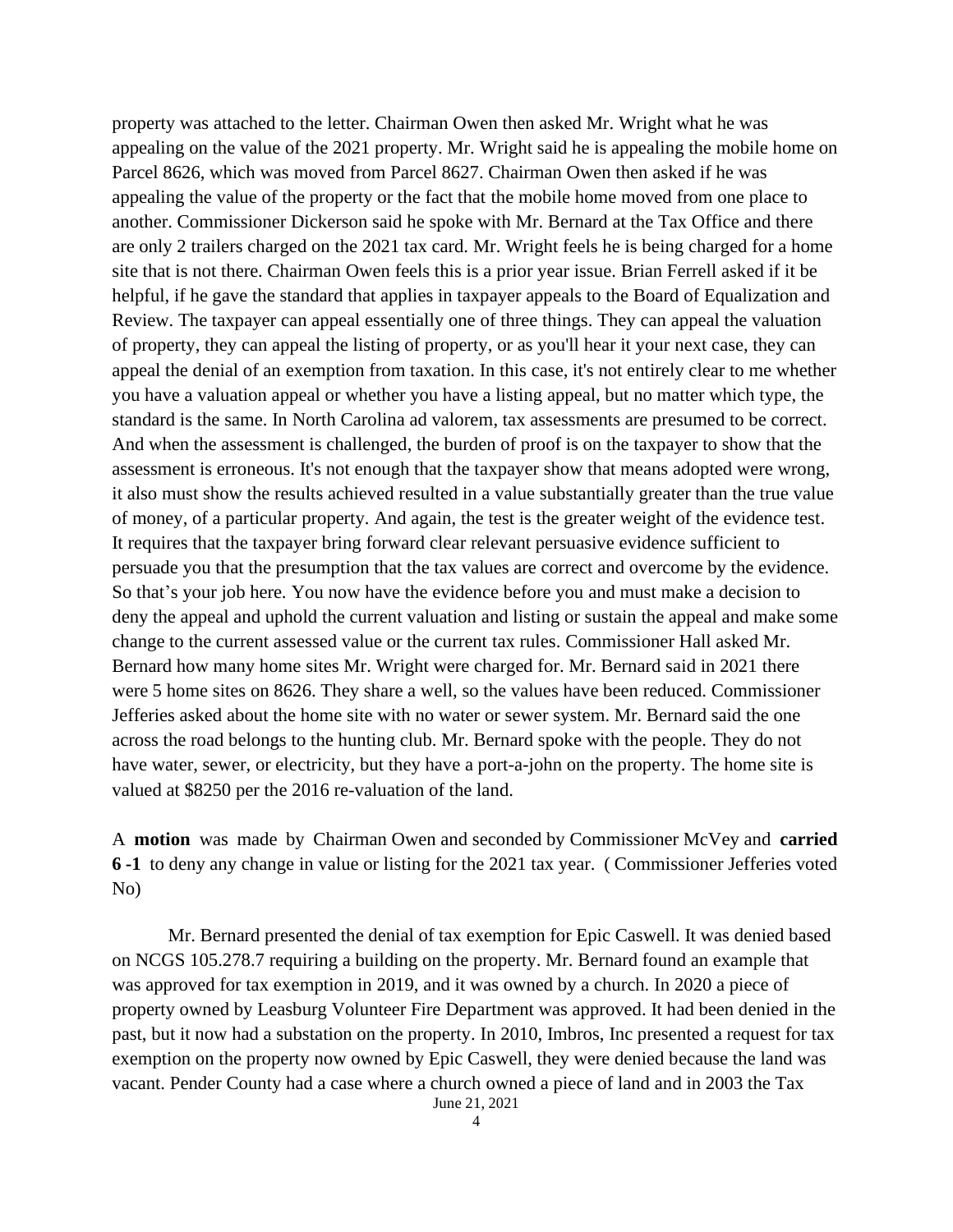property was attached to the letter. Chairman Owen then asked Mr. Wright what he was appealing on the value of the 2021 property. Mr. Wright said he is appealing the mobile home on Parcel 8626, which was moved from Parcel 8627. Chairman Owen then asked if he was appealing the value of the property or the fact that the mobile home moved from one place to another. Commissioner Dickerson said he spoke with Mr. Bernard at the Tax Office and there are only 2 trailers charged on the 2021 tax card. Mr. Wright feels he is being charged for a home site that is not there. Chairman Owen feels this is a prior year issue. Brian Ferrell asked if it be helpful, if he gave the standard that applies in taxpayer appeals to the Board of Equalization and Review. The taxpayer can appeal essentially one of three things. They can appeal the valuation of property, they can appeal the listing of property, or as you'll hear it your next case, they can appeal the denial of an exemption from taxation. In this case, it's not entirely clear to me whether you have a valuation appeal or whether you have a listing appeal, but no matter which type, the standard is the same. In North Carolina ad valorem, tax assessments are presumed to be correct. And when the assessment is challenged, the burden of proof is on the taxpayer to show that the assessment is erroneous. It's not enough that the taxpayer show that means adopted were wrong, it also must show the results achieved resulted in a value substantially greater than the true value of money, of a particular property. And again, the test is the greater weight of the evidence test. It requires that the taxpayer bring forward clear relevant persuasive evidence sufficient to persuade you that the presumption that the tax values are correct and overcome by the evidence. So that's your job here. You now have the evidence before you and must make a decision to deny the appeal and uphold the current valuation and listing or sustain the appeal and make some change to the current assessed value or the current tax rules. Commissioner Hall asked Mr. Bernard how many home sites Mr. Wright were charged for. Mr. Bernard said in 2021 there were 5 home sites on 8626. They share a well, so the values have been reduced. Commissioner Jefferies asked about the home site with no water or sewer system. Mr. Bernard said the one across the road belongs to the hunting club. Mr. Bernard spoke with the people. They do not have water, sewer, or electricity, but they have a port-a-john on the property. The home site is valued at $8250 per the 2016 re-valuation of the land.

A **motion** was made by Chairman Owen and seconded by Commissioner McVey and **carried 6 -1** to deny any change in value or listing for the 2021 tax year. ( Commissioner Jefferies voted No)

Mr. Bernard presented the denial of tax exemption for Epic Caswell. It was denied based on NCGS 105.278.7 requiring a building on the property. Mr. Bernard found an example that was approved for tax exemption in 2019, and it was owned by a church. In 2020 a piece of property owned by Leasburg Volunteer Fire Department was approved. It had been denied in the past, but it now had a substation on the property. In 2010, Imbros, Inc presented a request for tax exemption on the property now owned by Epic Caswell, they were denied because the land was vacant. Pender County had a case where a church owned a piece of land and in 2003 the Tax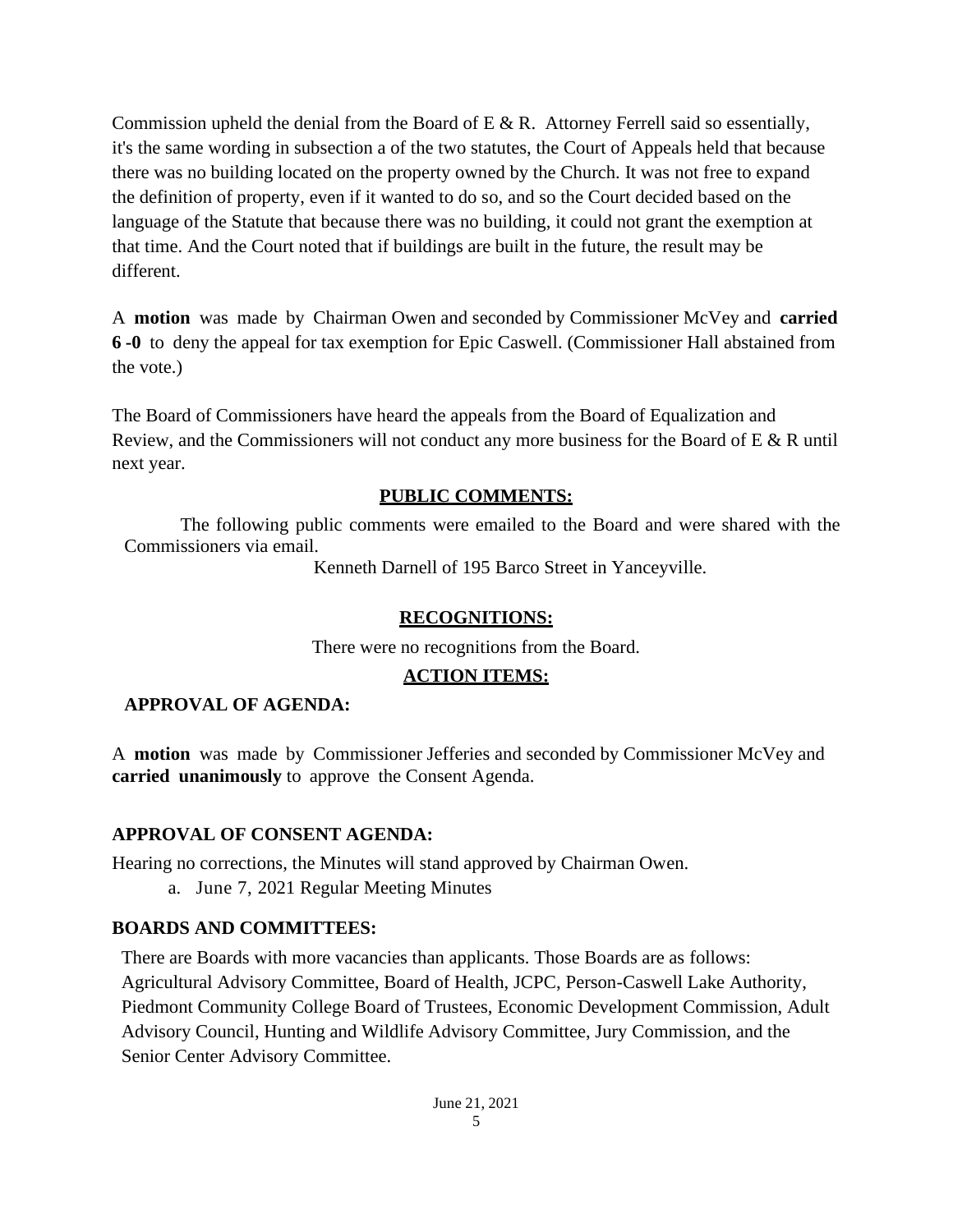Commission upheld the denial from the Board of E & R. Attorney Ferrell said so essentially, it's the same wording in subsection a of the two statutes, the Court of Appeals held that because there was no building located on the property owned by the Church. It was not free to expand the definition of property, even if it wanted to do so, and so the Court decided based on the language of the Statute that because there was no building, it could not grant the exemption at that time. And the Court noted that if buildings are built in the future, the result may be different.

A **motion** was made by Chairman Owen and seconded by Commissioner McVey and **carried 6 -0** to deny the appeal for tax exemption for Epic Caswell. (Commissioner Hall abstained from the vote.)

The Board of Commissioners have heard the appeals from the Board of Equalization and Review, and the Commissioners will not conduct any more business for the Board of E & R until next year.

## PUBLIC COMMENTS:

The following public comments were emailed to the Board and were shared with the Commissioners via email.

Kenneth Darnell of 195 Barco Street in Yanceyville.

## RECOGNITIONS:

There were no recognitions from the Board.

## ACTION ITEMS:

### APPROVAL OF AGENDA:

A **motion** was made by Commissioner Jefferies and seconded by Commissioner McVey and **carried unanimously** to approve the Consent Agenda.

### APPROVAL OF CONSENT AGENDA:

Hearing no corrections, the Minutes will stand approved by Chairman Owen.

a. June 7, 2021 Regular Meeting Minutes

### BOARDS AND COMMITTEES:

There are Boards with more vacancies than applicants. Those Boards are as follows: Agricultural Advisory Committee, Board of Health, JCPC, Person-Caswell Lake Authority, Piedmont Community College Board of Trustees, Economic Development Commission, Adult Advisory Council, Hunting and Wildlife Advisory Committee, Jury Commission, and the Senior Center Advisory Committee.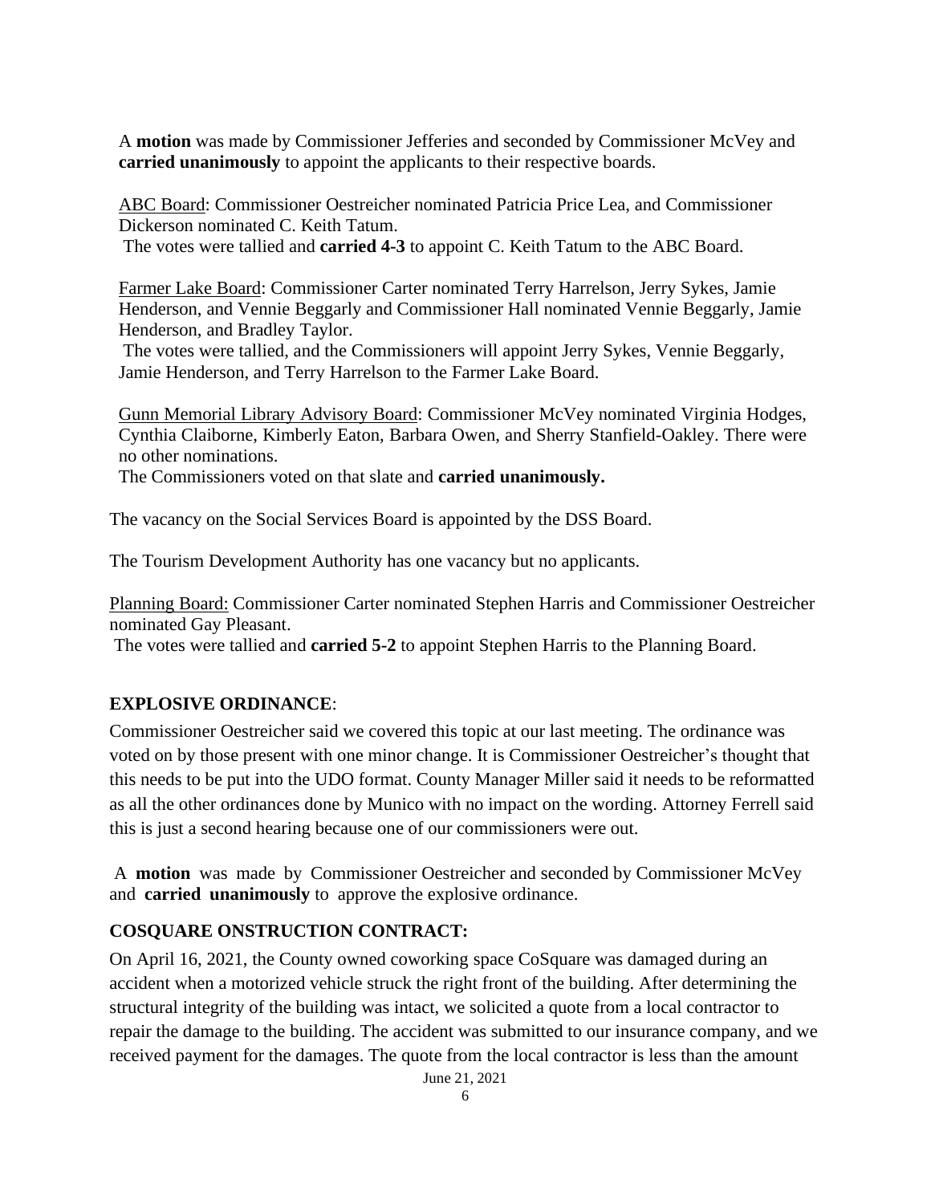A **motion** was made by Commissioner Jefferies and seconded by Commissioner McVey and **carried unanimously** to appoint the applicants to their respective boards.

ABC Board: Commissioner Oestreicher nominated Patricia Price Lea, and Commissioner Dickerson nominated C. Keith Tatum.
The votes were tallied and **carried 4-3** to appoint C. Keith Tatum to the ABC Board.

Farmer Lake Board: Commissioner Carter nominated Terry Harrelson, Jerry Sykes, Jamie Henderson, and Vennie Beggarly and Commissioner Hall nominated Vennie Beggarly, Jamie Henderson, and Bradley Taylor.
The votes were tallied, and the Commissioners will appoint Jerry Sykes, Vennie Beggarly, Jamie Henderson, and Terry Harrelson to the Farmer Lake Board.

Gunn Memorial Library Advisory Board: Commissioner McVey nominated Virginia Hodges, Cynthia Claiborne, Kimberly Eaton, Barbara Owen, and Sherry Stanfield-Oakley. There were no other nominations.
The Commissioners voted on that slate and **carried unanimously.**

The vacancy on the Social Services Board is appointed by the DSS Board.

The Tourism Development Authority has one vacancy but no applicants.

Planning Board: Commissioner Carter nominated Stephen Harris and Commissioner Oestreicher nominated Gay Pleasant.
The votes were tallied and **carried 5-2** to appoint Stephen Harris to the Planning Board.

**EXPLOSIVE ORDINANCE**:

Commissioner Oestreicher said we covered this topic at our last meeting. The ordinance was voted on by those present with one minor change. It is Commissioner Oestreicher's thought that this needs to be put into the UDO format. County Manager Miller said it needs to be reformatted as all the other ordinances done by Munico with no impact on the wording. Attorney Ferrell said this is just a second hearing because one of our commissioners were out.

A **motion** was made by Commissioner Oestreicher and seconded by Commissioner McVey and **carried unanimously** to approve the explosive ordinance.

**COSQUARE ONSTRUCTION CONTRACT:**

On April 16, 2021, the County owned coworking space CoSquare was damaged during an accident when a motorized vehicle struck the right front of the building. After determining the structural integrity of the building was intact, we solicited a quote from a local contractor to repair the damage to the building. The accident was submitted to our insurance company, and we received payment for the damages. The quote from the local contractor is less than the amount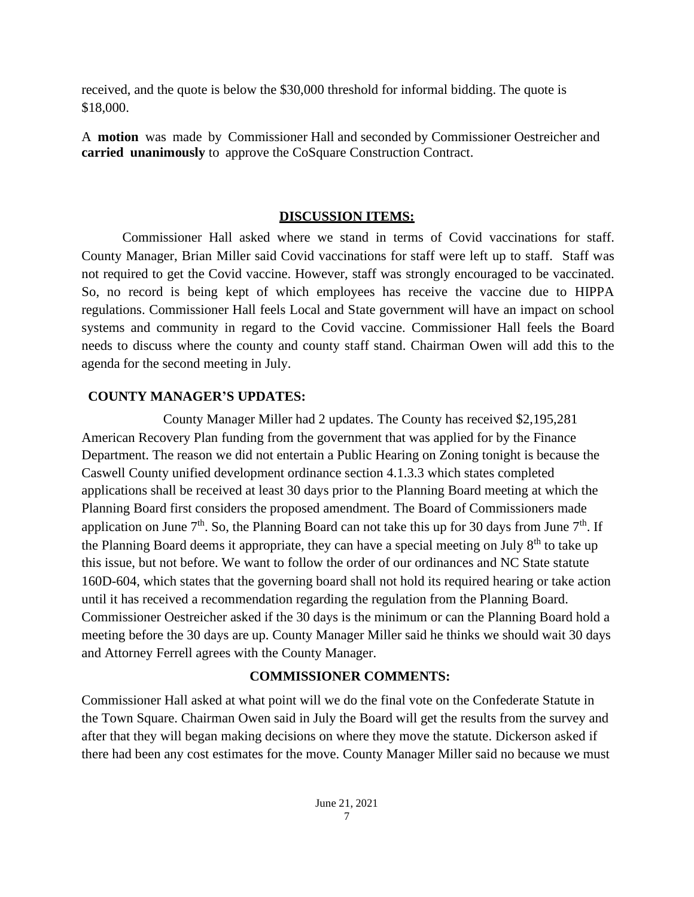received, and the quote is below the $30,000 threshold for informal bidding. The quote is $18,000.

A **motion** was made by Commissioner Hall and seconded by Commissioner Oestreicher and **carried unanimously** to approve the CoSquare Construction Contract.

## DISCUSSION ITEMS:

Commissioner Hall asked where we stand in terms of Covid vaccinations for staff. County Manager, Brian Miller said Covid vaccinations for staff were left up to staff. Staff was not required to get the Covid vaccine. However, staff was strongly encouraged to be vaccinated. So, no record is being kept of which employees has receive the vaccine due to HIPPA regulations. Commissioner Hall feels Local and State government will have an impact on school systems and community in regard to the Covid vaccine. Commissioner Hall feels the Board needs to discuss where the county and county staff stand. Chairman Owen will add this to the agenda for the second meeting in July.

## COUNTY MANAGER'S UPDATES:

County Manager Miller had 2 updates. The County has received $2,195,281 American Recovery Plan funding from the government that was applied for by the Finance Department. The reason we did not entertain a Public Hearing on Zoning tonight is because the Caswell County unified development ordinance section 4.1.3.3 which states completed applications shall be received at least 30 days prior to the Planning Board meeting at which the Planning Board first considers the proposed amendment. The Board of Commissioners made application on June 7th. So, the Planning Board can not take this up for 30 days from June 7th. If the Planning Board deems it appropriate, they can have a special meeting on July 8th to take up this issue, but not before. We want to follow the order of our ordinances and NC State statute 160D-604, which states that the governing board shall not hold its required hearing or take action until it has received a recommendation regarding the regulation from the Planning Board. Commissioner Oestreicher asked if the 30 days is the minimum or can the Planning Board hold a meeting before the 30 days are up. County Manager Miller said he thinks we should wait 30 days and Attorney Ferrell agrees with the County Manager.

## COMMISSIONER COMMENTS:

Commissioner Hall asked at what point will we do the final vote on the Confederate Statute in the Town Square. Chairman Owen said in July the Board will get the results from the survey and after that they will began making decisions on where they move the statute. Dickerson asked if there had been any cost estimates for the move. County Manager Miller said no because we must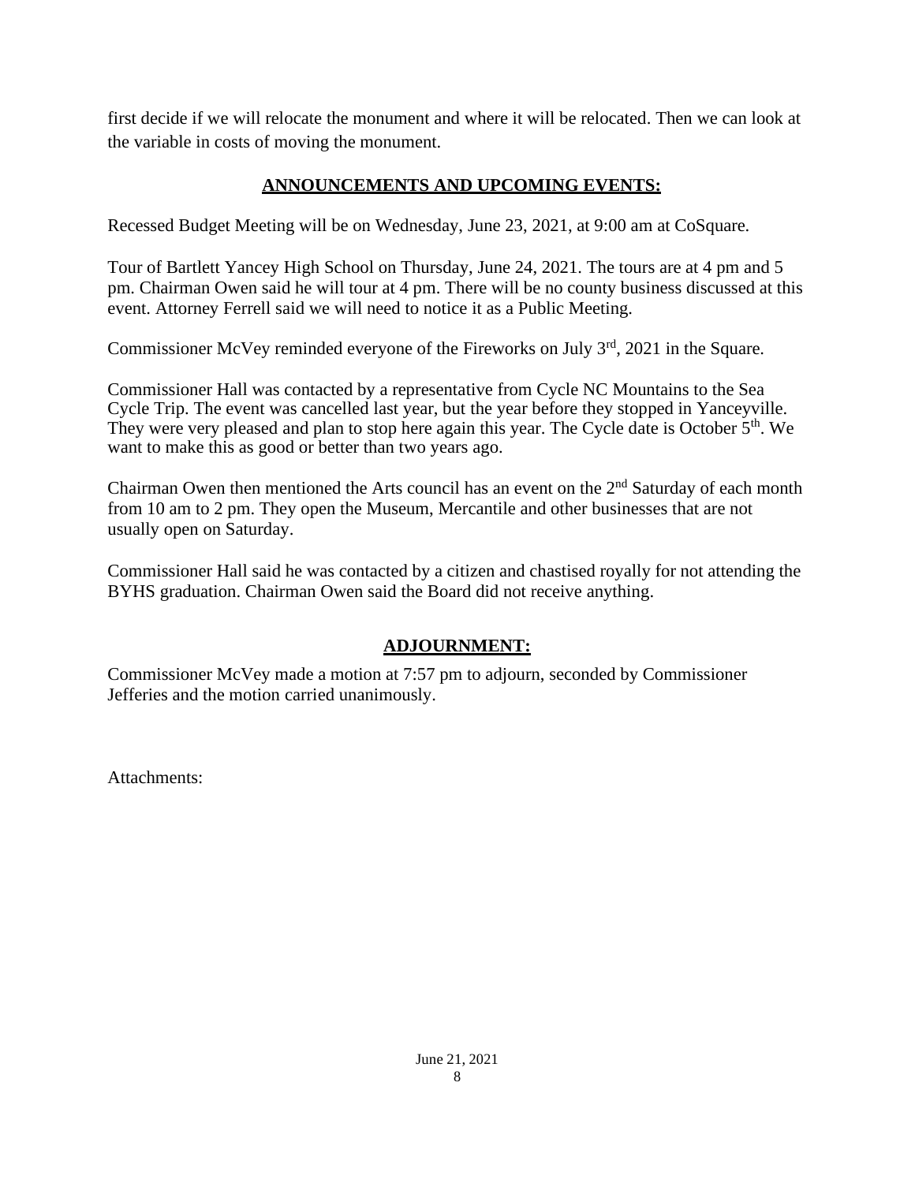first decide if we will relocate the monument and where it will be relocated. Then we can look at the variable in costs of moving the monument.

## ANNOUNCEMENTS AND UPCOMING EVENTS:

Recessed Budget Meeting will be on Wednesday, June 23, 2021, at 9:00 am at CoSquare.

Tour of Bartlett Yancey High School on Thursday, June 24, 2021. The tours are at 4 pm and 5 pm. Chairman Owen said he will tour at 4 pm. There will be no county business discussed at this event. Attorney Ferrell said we will need to notice it as a Public Meeting.

Commissioner McVey reminded everyone of the Fireworks on July 3rd, 2021 in the Square.

Commissioner Hall was contacted by a representative from Cycle NC Mountains to the Sea Cycle Trip. The event was cancelled last year, but the year before they stopped in Yanceyville. They were very pleased and plan to stop here again this year. The Cycle date is October 5th. We want to make this as good or better than two years ago.

Chairman Owen then mentioned the Arts council has an event on the 2nd Saturday of each month from 10 am to 2 pm. They open the Museum, Mercantile and other businesses that are not usually open on Saturday.

Commissioner Hall said he was contacted by a citizen and chastised royally for not attending the BYHS graduation. Chairman Owen said the Board did not receive anything.

## ADJOURNMENT:

Commissioner McVey made a motion at 7:57 pm to adjourn, seconded by Commissioner Jefferies and the motion carried unanimously.

Attachments:

June 21, 2021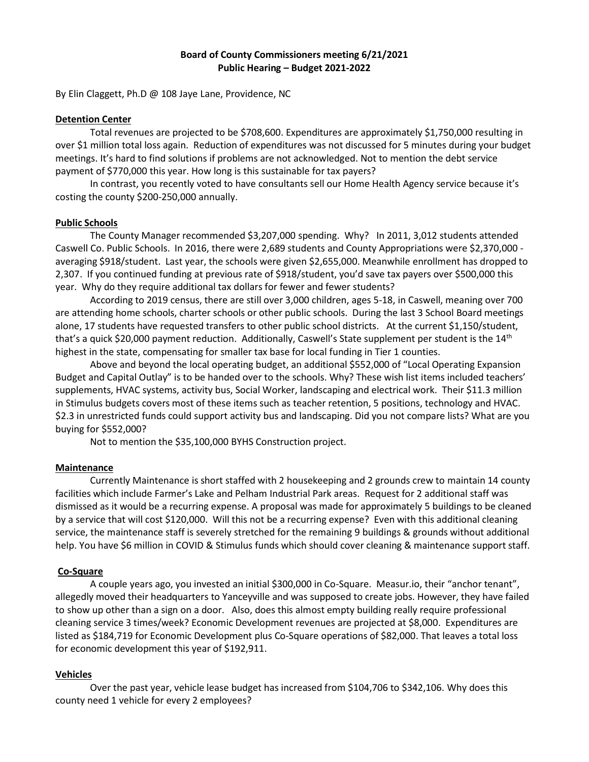**Board of County Commissioners meeting 6/21/2021**
**Public Hearing – Budget 2021-2022**

By Elin Claggett, Ph.D @ 108 Jaye Lane, Providence, NC

**Detention Center**

Total revenues are projected to be $708,600. Expenditures are approximately $1,750,000 resulting in over $1 million total loss again. Reduction of expenditures was not discussed for 5 minutes during your budget meetings. It's hard to find solutions if problems are not acknowledged. Not to mention the debt service payment of $770,000 this year. How long is this sustainable for tax payers?

In contrast, you recently voted to have consultants sell our Home Health Agency service because it's costing the county $200-250,000 annually.

**Public Schools**

The County Manager recommended $3,207,000 spending. Why? In 2011, 3,012 students attended Caswell Co. Public Schools. In 2016, there were 2,689 students and County Appropriations were $2,370,000 - averaging $918/student. Last year, the schools were given $2,655,000. Meanwhile enrollment has dropped to 2,307. If you continued funding at previous rate of $918/student, you'd save tax payers over $500,000 this year. Why do they require additional tax dollars for fewer and fewer students?

According to 2019 census, there are still over 3,000 children, ages 5-18, in Caswell, meaning over 700 are attending home schools, charter schools or other public schools. During the last 3 School Board meetings alone, 17 students have requested transfers to other public school districts. At the current $1,150/student, that's a quick $20,000 payment reduction. Additionally, Caswell's State supplement per student is the 14th highest in the state, compensating for smaller tax base for local funding in Tier 1 counties.

Above and beyond the local operating budget, an additional $552,000 of "Local Operating Expansion Budget and Capital Outlay" is to be handed over to the schools. Why? These wish list items included teachers' supplements, HVAC systems, activity bus, Social Worker, landscaping and electrical work. Their $11.3 million in Stimulus budgets covers most of these items such as teacher retention, 5 positions, technology and HVAC. $2.3 in unrestricted funds could support activity bus and landscaping. Did you not compare lists? What are you buying for $552,000?

Not to mention the $35,100,000 BYHS Construction project.

**Maintenance**

Currently Maintenance is short staffed with 2 housekeeping and 2 grounds crew to maintain 14 county facilities which include Farmer's Lake and Pelham Industrial Park areas. Request for 2 additional staff was dismissed as it would be a recurring expense. A proposal was made for approximately 5 buildings to be cleaned by a service that will cost $120,000. Will this not be a recurring expense? Even with this additional cleaning service, the maintenance staff is severely stretched for the remaining 9 buildings & grounds without additional help. You have $6 million in COVID & Stimulus funds which should cover cleaning & maintenance support staff.

**Co-Square**

A couple years ago, you invested an initial $300,000 in Co-Square. Measur.io, their "anchor tenant", allegedly moved their headquarters to Yanceyville and was supposed to create jobs. However, they have failed to show up other than a sign on a door. Also, does this almost empty building really require professional cleaning service 3 times/week? Economic Development revenues are projected at $8,000. Expenditures are listed as $184,719 for Economic Development plus Co-Square operations of $82,000. That leaves a total loss for economic development this year of $192,911.

**Vehicles**

Over the past year, vehicle lease budget has increased from $104,706 to $342,106. Why does this county need 1 vehicle for every 2 employees?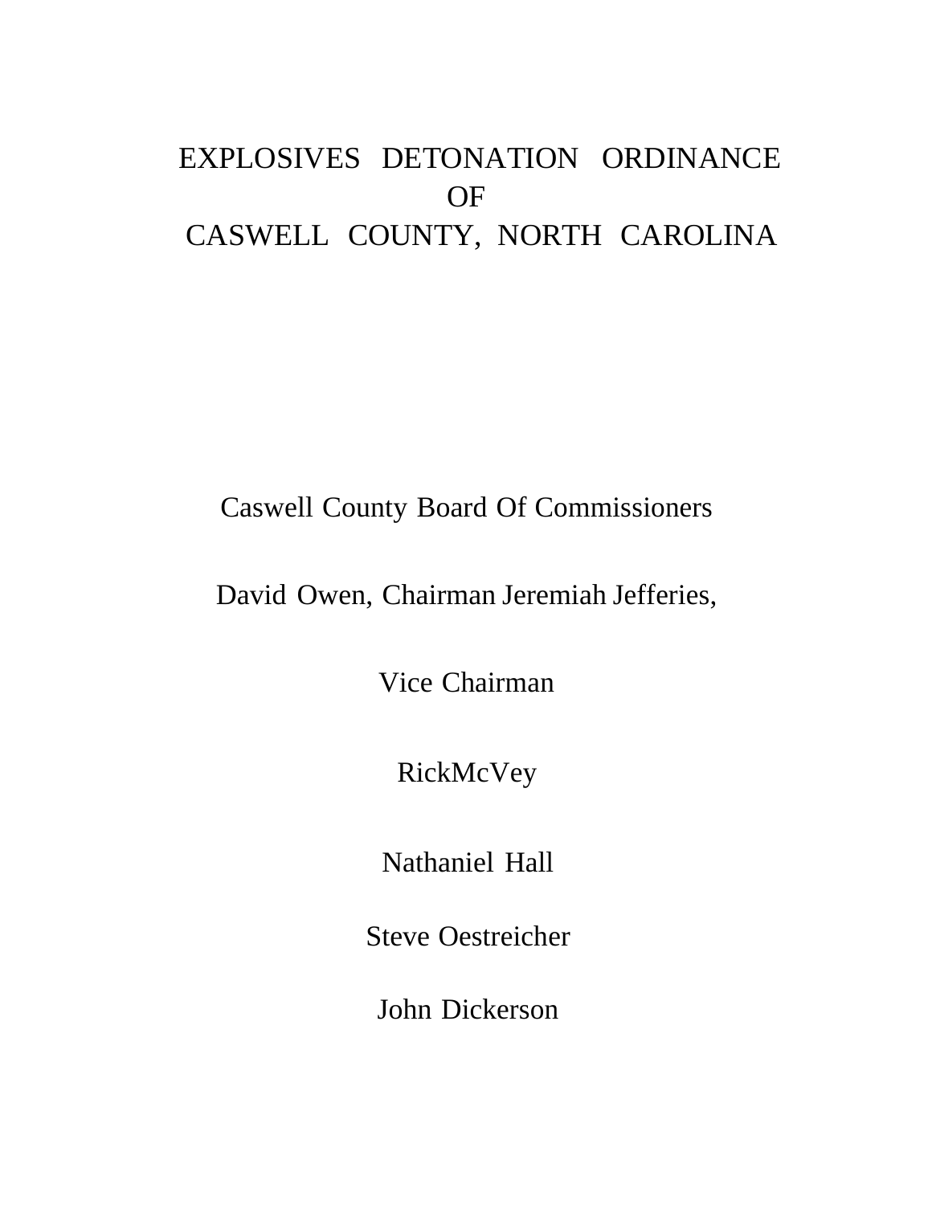# EXPLOSIVES DETONATION ORDINANCE OF CASWELL COUNTY, NORTH CAROLINA

Caswell County Board Of Commissioners

David Owen, Chairman Jeremiah Jefferies,

Vice Chairman

RickMcVey

Nathaniel Hall

Steve Oestreicher

John Dickerson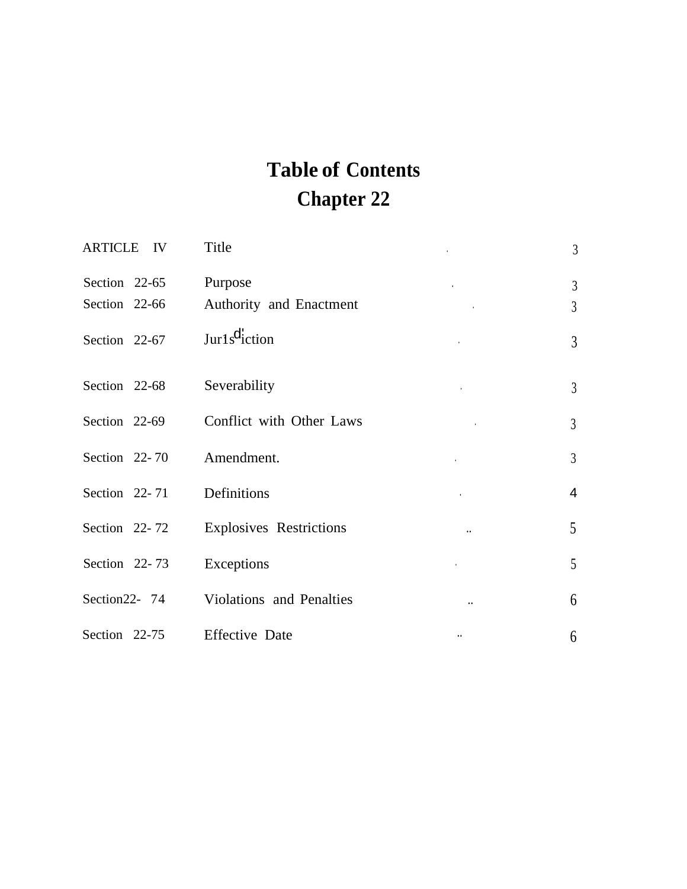# Table of Contents

# Chapter 22

| | | |
|---|---|---|
| ARTICLE IV | Title | 3 |
| Section 22-65 | Purpose | 3 |
| Section 22-66 | Authority and Enactment | 3 |
| Section 22-67 | Jurisdiction | 3 |
| Section 22-68 | Severability | 3 |
| Section 22-69 | Conflict with Other Laws | 3 |
| Section 22-70 | Amendment. | 3 |
| Section 22-71 | Definitions | 4 |
| Section 22-72 | Explosives Restrictions | 5 |
| Section 22-73 | Exceptions | 5 |
| Section 22-74 | Violations and Penalties | 6 |
| Section 22-75 | Effective Date | 6 |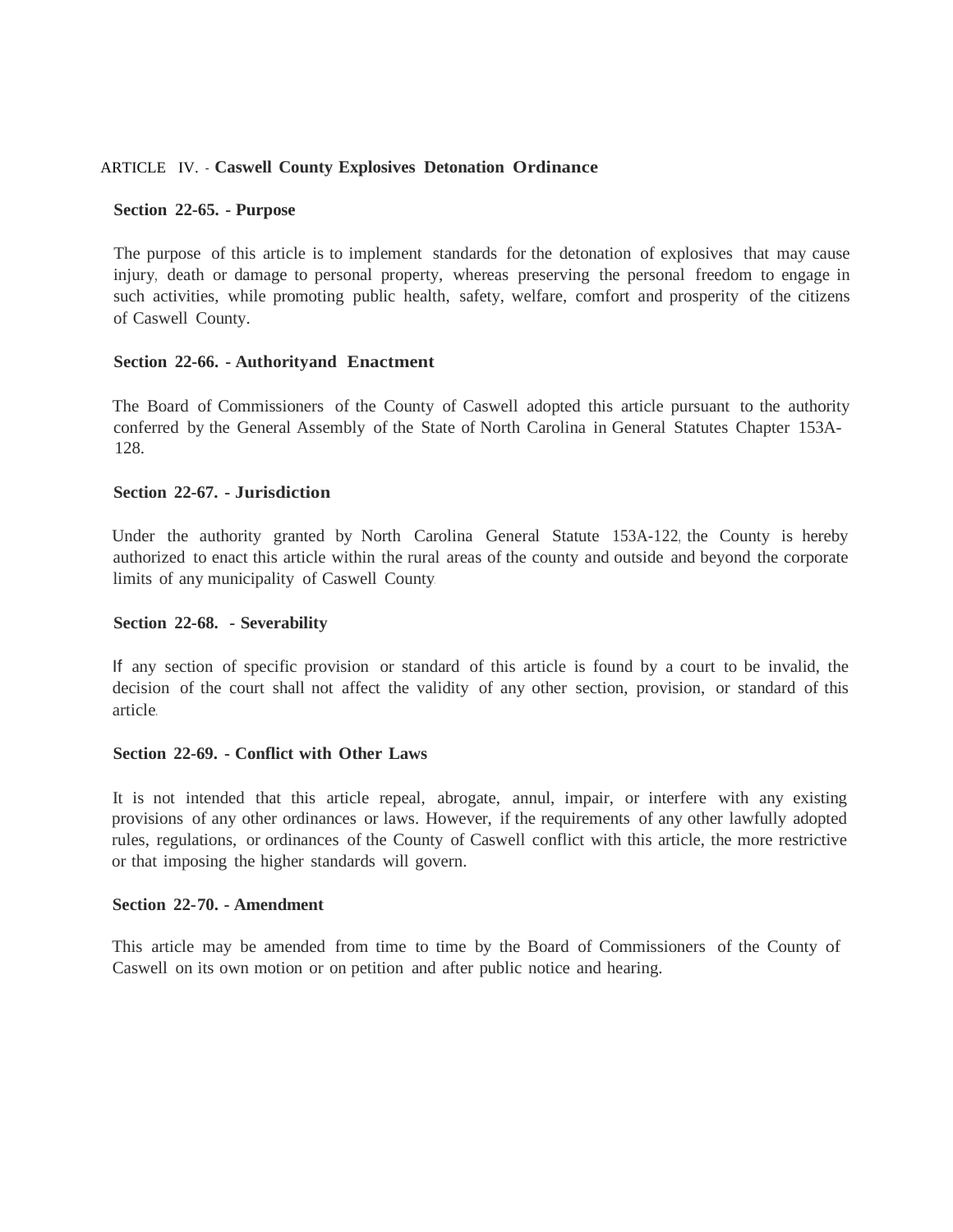## ARTICLE IV. - Caswell County Explosives Detonation Ordinance

### Section 22-65. - Purpose

The purpose of this article is to implement standards for the detonation of explosives that may cause injury, death or damage to personal property, whereas preserving the personal freedom to engage in such activities, while promoting public health, safety, welfare, comfort and prosperity of the citizens of Caswell County.

### Section 22-66. - Authorityand Enactment

The Board of Commissioners of the County of Caswell adopted this article pursuant to the authority conferred by the General Assembly of the State of North Carolina in General Statutes Chapter 153A-128.

### Section 22-67. - Jurisdiction

Under the authority granted by North Carolina General Statute 153A-122, the County is hereby authorized to enact this article within the rural areas of the county and outside and beyond the corporate limits of any municipality of Caswell County.

### Section 22-68. - Severability

If any section of specific provision or standard of this article is found by a court to be invalid, the decision of the court shall not affect the validity of any other section, provision, or standard of this article.

### Section 22-69. - Conflict with Other Laws

It is not intended that this article repeal, abrogate, annul, impair, or interfere with any existing provisions of any other ordinances or laws. However, if the requirements of any other lawfully adopted rules, regulations, or ordinances of the County of Caswell conflict with this article, the more restrictive or that imposing the higher standards will govern.

### Section 22-70. - Amendment

This article may be amended from time to time by the Board of Commissioners of the County of Caswell on its own motion or on petition and after public notice and hearing.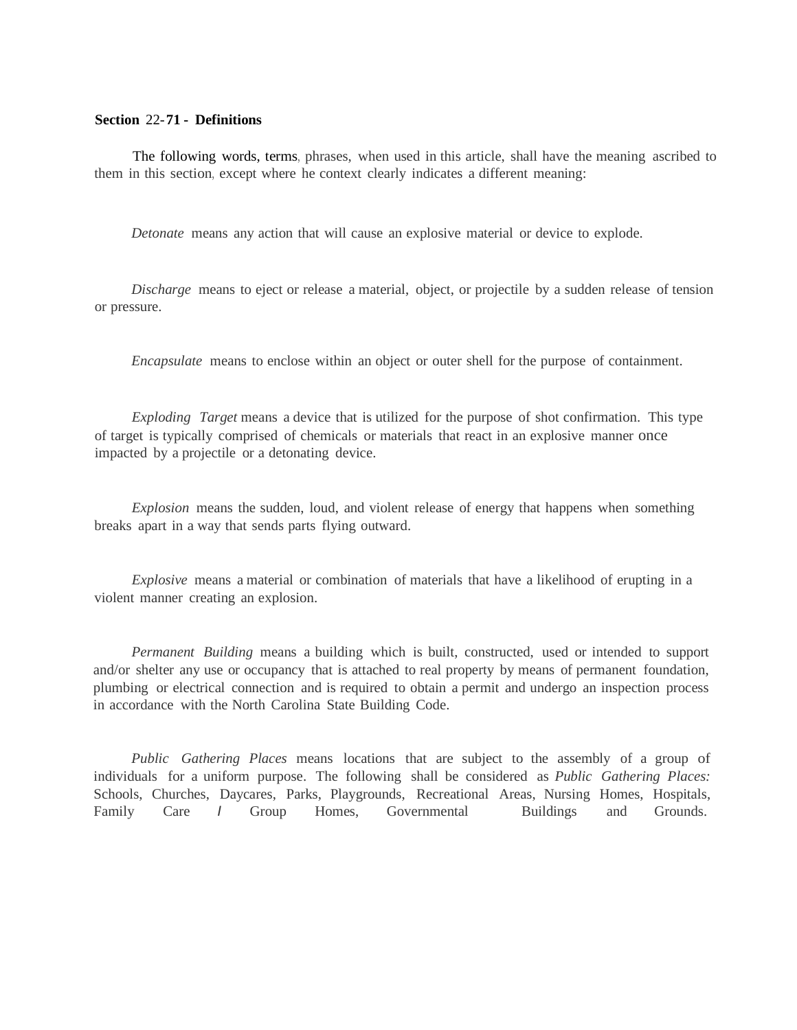**Section 22-71 - Definitions**

The following words, terms, phrases, when used in this article, shall have the meaning ascribed to them in this section, except where he context clearly indicates a different meaning:

*Detonate* means any action that will cause an explosive material or device to explode.

*Discharge* means to eject or release a material, object, or projectile by a sudden release of tension or pressure.

*Encapsulate* means to enclose within an object or outer shell for the purpose of containment.

*Exploding Target* means a device that is utilized for the purpose of shot confirmation. This type of target is typically comprised of chemicals or materials that react in an explosive manner once impacted by a projectile or a detonating device.

*Explosion* means the sudden, loud, and violent release of energy that happens when something breaks apart in a way that sends parts flying outward.

*Explosive* means a material or combination of materials that have a likelihood of erupting in a violent manner creating an explosion.

*Permanent Building* means a building which is built, constructed, used or intended to support and/or shelter any use or occupancy that is attached to real property by means of permanent foundation, plumbing or electrical connection and is required to obtain a permit and undergo an inspection process in accordance with the North Carolina State Building Code.

*Public Gathering Places* means locations that are subject to the assembly of a group of individuals for a uniform purpose. The following shall be considered as *Public Gathering Places:* Schools, Churches, Daycares, Parks, Playgrounds, Recreational Areas, Nursing Homes, Hospitals, Family Care / Group Homes, Governmental Buildings and Grounds.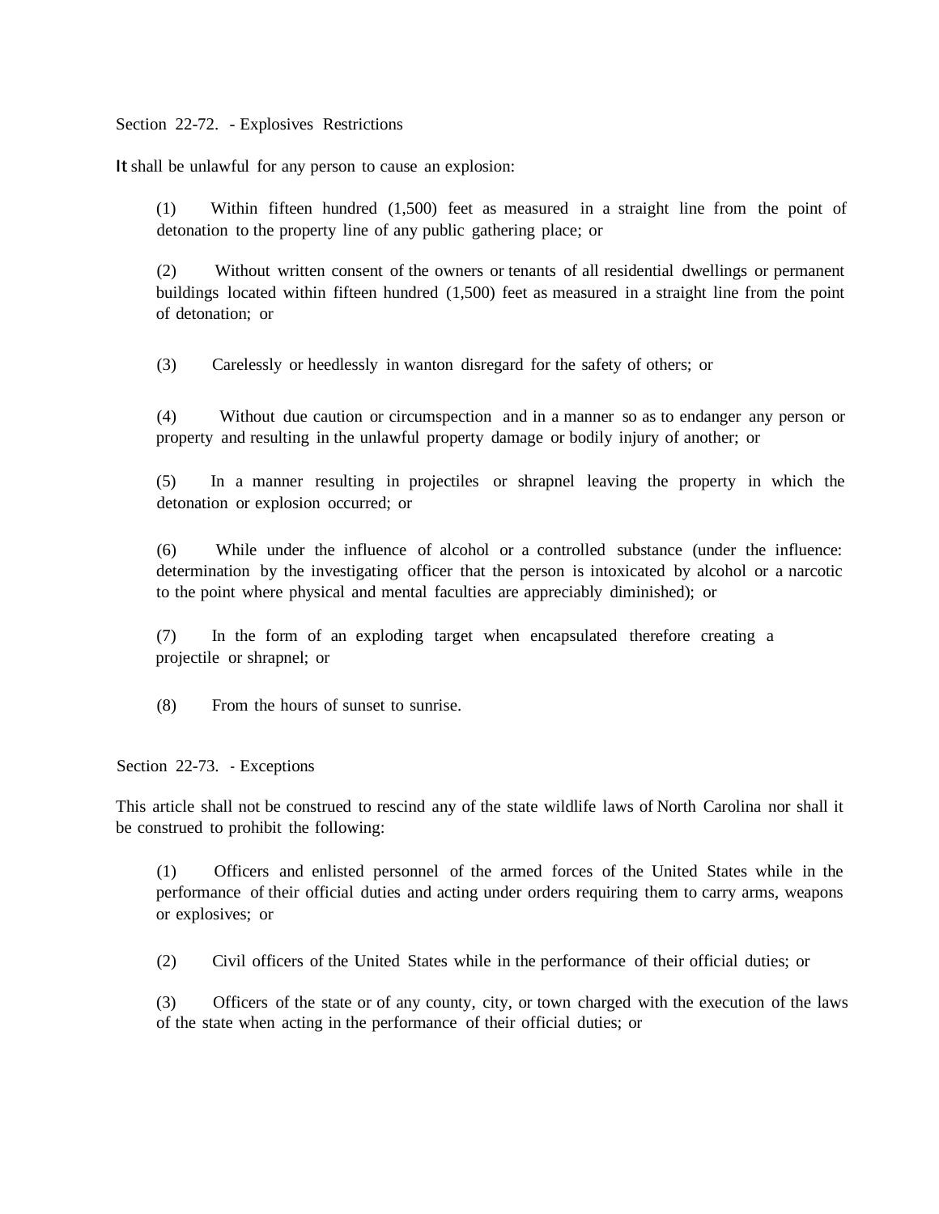Section 22-72. - Explosives Restrictions

It shall be unlawful for any person to cause an explosion:

(1) Within fifteen hundred (1,500) feet as measured in a straight line from the point of detonation to the property line of any public gathering place; or

(2) Without written consent of the owners or tenants of all residential dwellings or permanent buildings located within fifteen hundred (1,500) feet as measured in a straight line from the point of detonation; or

(3) Carelessly or heedlessly in wanton disregard for the safety of others; or

(4) Without due caution or circumspection and in a manner so as to endanger any person or property and resulting in the unlawful property damage or bodily injury of another; or

(5) In a manner resulting in projectiles or shrapnel leaving the property in which the detonation or explosion occurred; or

(6) While under the influence of alcohol or a controlled substance (under the influence: determination by the investigating officer that the person is intoxicated by alcohol or a narcotic to the point where physical and mental faculties are appreciably diminished); or

(7) In the form of an exploding target when encapsulated therefore creating a projectile or shrapnel; or

(8) From the hours of sunset to sunrise.

Section 22-73. - Exceptions

This article shall not be construed to rescind any of the state wildlife laws of North Carolina nor shall it be construed to prohibit the following:

(1) Officers and enlisted personnel of the armed forces of the United States while in the performance of their official duties and acting under orders requiring them to carry arms, weapons or explosives; or

(2) Civil officers of the United States while in the performance of their official duties; or

(3) Officers of the state or of any county, city, or town charged with the execution of the laws of the state when acting in the performance of their official duties; or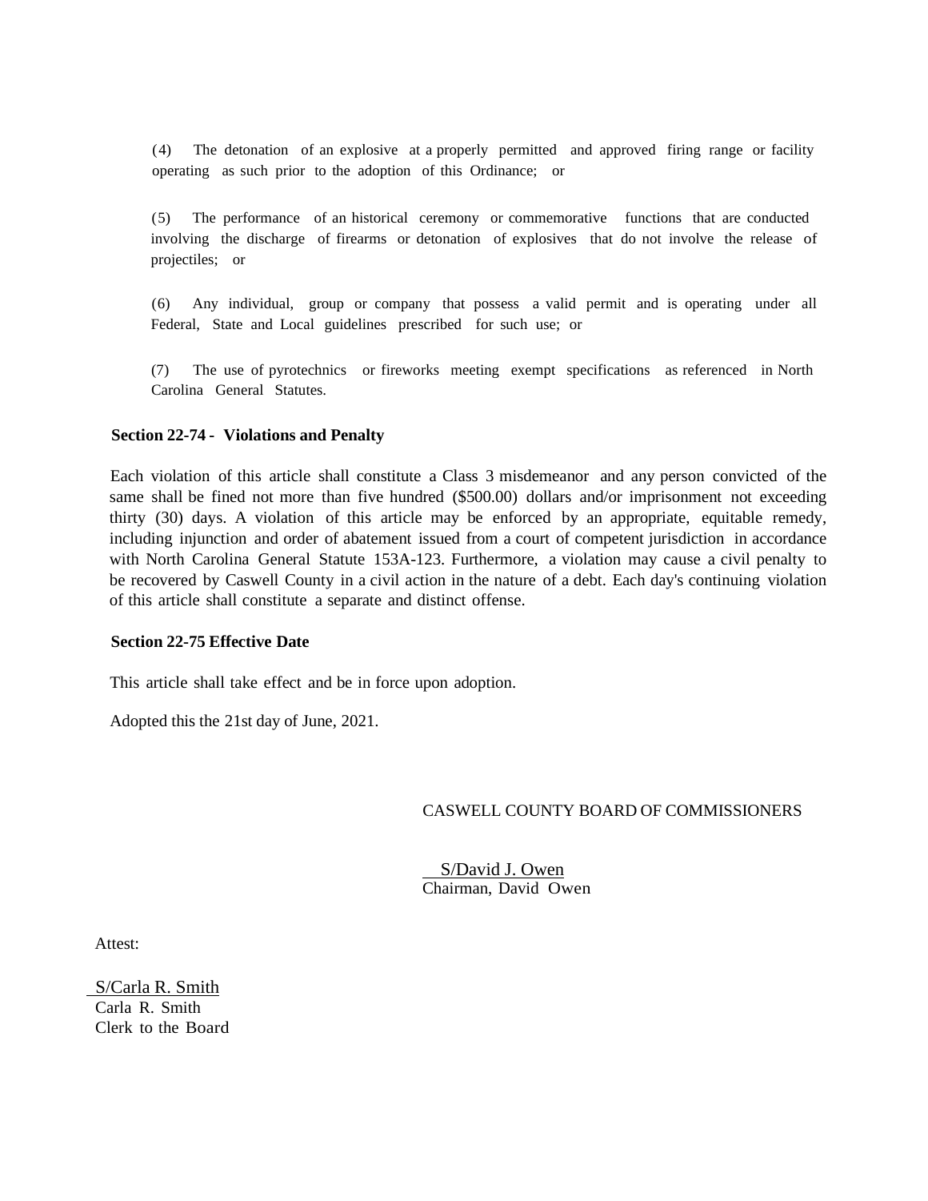(4) The detonation of an explosive at a properly permitted and approved firing range or facility operating as such prior to the adoption of this Ordinance; or

(5) The performance of an historical ceremony or commemorative functions that are conducted involving the discharge of firearms or detonation of explosives that do not involve the release of projectiles; or

(6) Any individual, group or company that possess a valid permit and is operating under all Federal, State and Local guidelines prescribed for such use; or

(7) The use of pyrotechnics or fireworks meeting exempt specifications as referenced in North Carolina General Statutes.

**Section 22-74 - Violations and Penalty**

Each violation of this article shall constitute a Class 3 misdemeanor and any person convicted of the same shall be fined not more than five hundred ($500.00) dollars and/or imprisonment not exceeding thirty (30) days. A violation of this article may be enforced by an appropriate, equitable remedy, including injunction and order of abatement issued from a court of competent jurisdiction in accordance with North Carolina General Statute 153A-123. Furthermore, a violation may cause a civil penalty to be recovered by Caswell County in a civil action in the nature of a debt. Each day's continuing violation of this article shall constitute a separate and distinct offense.

**Section 22-75 Effective Date**

This article shall take effect and be in force upon adoption.

Adopted this the 21st day of June, 2021.

CASWELL COUNTY BOARD OF COMMISSIONERS

S/David J. Owen
Chairman, David Owen

Attest:

S/Carla R. Smith
Carla R. Smith
Clerk to the Board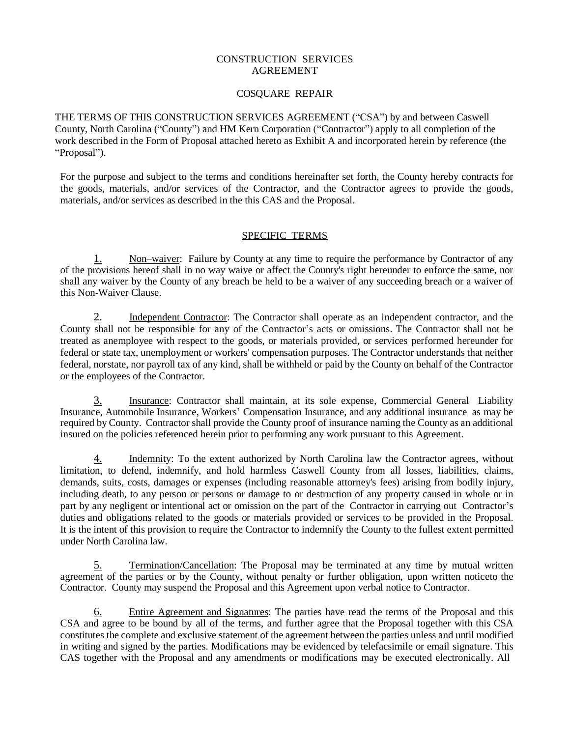CONSTRUCTION SERVICES
AGREEMENT

COSQUARE REPAIR

THE TERMS OF THIS CONSTRUCTION SERVICES AGREEMENT ("CSA") by and between Caswell County, North Carolina ("County") and HM Kern Corporation ("Contractor") apply to all completion of the work described in the Form of Proposal attached hereto as Exhibit A and incorporated herein by reference (the "Proposal").

For the purpose and subject to the terms and conditions hereinafter set forth, the County hereby contracts for the goods, materials, and/or services of the Contractor, and the Contractor agrees to provide the goods, materials, and/or services as described in the this CAS and the Proposal.

## SPECIFIC TERMS

1. Non–waiver: Failure by County at any time to require the performance by Contractor of any of the provisions hereof shall in no way waive or affect the County's right hereunder to enforce the same, nor shall any waiver by the County of any breach be held to be a waiver of any succeeding breach or a waiver of this Non-Waiver Clause.

2. Independent Contractor: The Contractor shall operate as an independent contractor, and the County shall not be responsible for any of the Contractor's acts or omissions. The Contractor shall not be treated as anemployee with respect to the goods, or materials provided, or services performed hereunder for federal or state tax, unemployment or workers' compensation purposes. The Contractor understands that neither federal, norstate, nor payroll tax of any kind, shall be withheld or paid by the County on behalf of the Contractor or the employees of the Contractor.

3. Insurance: Contractor shall maintain, at its sole expense, Commercial General Liability Insurance, Automobile Insurance, Workers' Compensation Insurance, and any additional insurance as may be required by County. Contractor shall provide the County proof of insurance naming the County as an additional insured on the policies referenced herein prior to performing any work pursuant to this Agreement.

4. Indemnity: To the extent authorized by North Carolina law the Contractor agrees, without limitation, to defend, indemnify, and hold harmless Caswell County from all losses, liabilities, claims, demands, suits, costs, damages or expenses (including reasonable attorney's fees) arising from bodily injury, including death, to any person or persons or damage to or destruction of any property caused in whole or in part by any negligent or intentional act or omission on the part of the Contractor in carrying out Contractor's duties and obligations related to the goods or materials provided or services to be provided in the Proposal. It is the intent of this provision to require the Contractor to indemnify the County to the fullest extent permitted under North Carolina law.

5. Termination/Cancellation: The Proposal may be terminated at any time by mutual written agreement of the parties or by the County, without penalty or further obligation, upon written noticeto the Contractor. County may suspend the Proposal and this Agreement upon verbal notice to Contractor.

6. Entire Agreement and Signatures: The parties have read the terms of the Proposal and this CSA and agree to be bound by all of the terms, and further agree that the Proposal together with this CSA constitutes the complete and exclusive statement of the agreement between the parties unless and until modified in writing and signed by the parties. Modifications may be evidenced by telefacsimile or email signature. This CAS together with the Proposal and any amendments or modifications may be executed electronically. All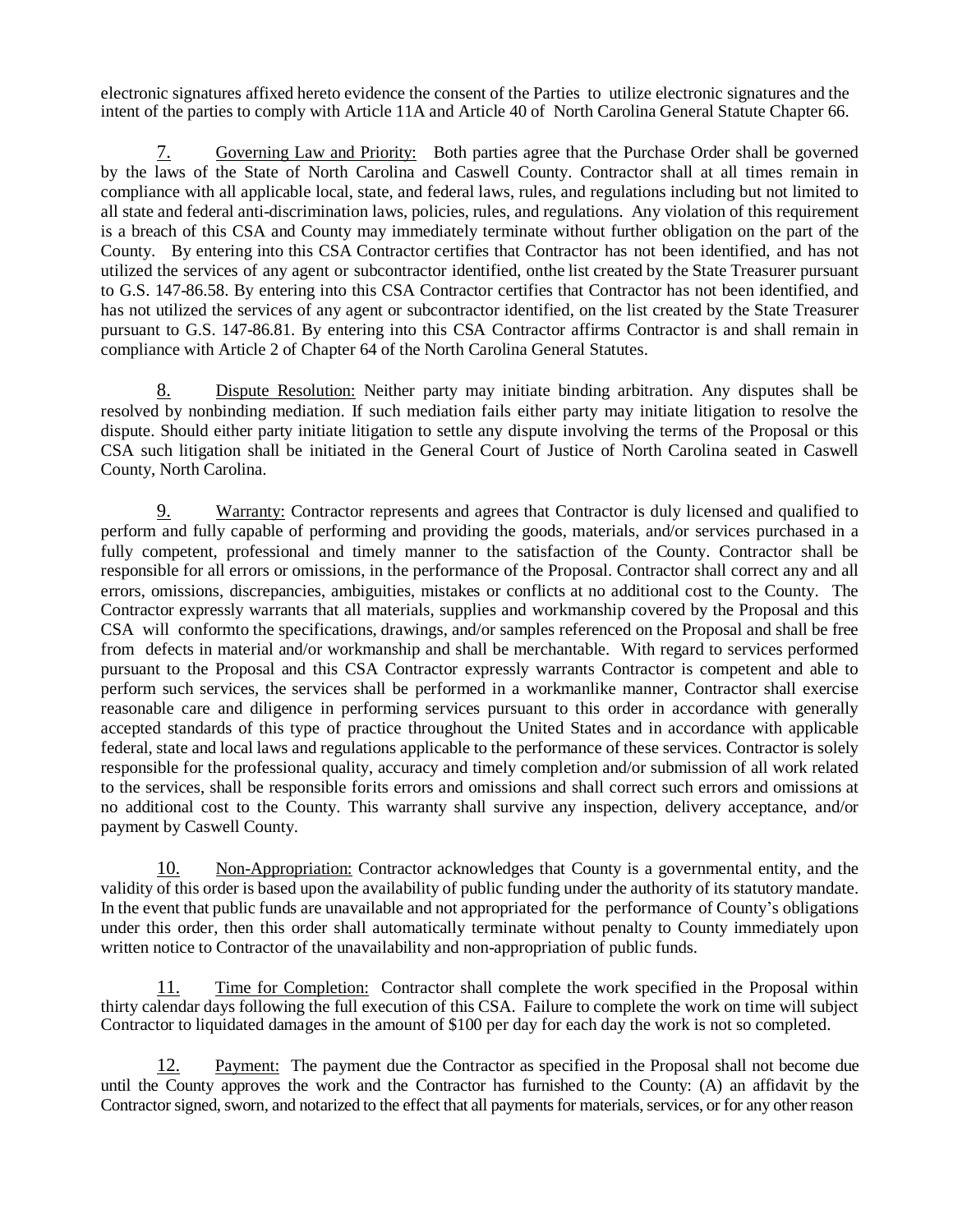electronic signatures affixed hereto evidence the consent of the Parties to utilize electronic signatures and the intent of the parties to comply with Article 11A and Article 40 of North Carolina General Statute Chapter 66.

7. Governing Law and Priority: Both parties agree that the Purchase Order shall be governed by the laws of the State of North Carolina and Caswell County. Contractor shall at all times remain in compliance with all applicable local, state, and federal laws, rules, and regulations including but not limited to all state and federal anti-discrimination laws, policies, rules, and regulations. Any violation of this requirement is a breach of this CSA and County may immediately terminate without further obligation on the part of the County. By entering into this CSA Contractor certifies that Contractor has not been identified, and has not utilized the services of any agent or subcontractor identified, onthe list created by the State Treasurer pursuant to G.S. 147-86.58. By entering into this CSA Contractor certifies that Contractor has not been identified, and has not utilized the services of any agent or subcontractor identified, on the list created by the State Treasurer pursuant to G.S. 147-86.81. By entering into this CSA Contractor affirms Contractor is and shall remain in compliance with Article 2 of Chapter 64 of the North Carolina General Statutes.

8. Dispute Resolution: Neither party may initiate binding arbitration. Any disputes shall be resolved by nonbinding mediation. If such mediation fails either party may initiate litigation to resolve the dispute. Should either party initiate litigation to settle any dispute involving the terms of the Proposal or this CSA such litigation shall be initiated in the General Court of Justice of North Carolina seated in Caswell County, North Carolina.

9. Warranty: Contractor represents and agrees that Contractor is duly licensed and qualified to perform and fully capable of performing and providing the goods, materials, and/or services purchased in a fully competent, professional and timely manner to the satisfaction of the County. Contractor shall be responsible for all errors or omissions, in the performance of the Proposal. Contractor shall correct any and all errors, omissions, discrepancies, ambiguities, mistakes or conflicts at no additional cost to the County. The Contractor expressly warrants that all materials, supplies and workmanship covered by the Proposal and this CSA will conformto the specifications, drawings, and/or samples referenced on the Proposal and shall be free from defects in material and/or workmanship and shall be merchantable. With regard to services performed pursuant to the Proposal and this CSA Contractor expressly warrants Contractor is competent and able to perform such services, the services shall be performed in a workmanlike manner, Contractor shall exercise reasonable care and diligence in performing services pursuant to this order in accordance with generally accepted standards of this type of practice throughout the United States and in accordance with applicable federal, state and local laws and regulations applicable to the performance of these services. Contractor is solely responsible for the professional quality, accuracy and timely completion and/or submission of all work related to the services, shall be responsible forits errors and omissions and shall correct such errors and omissions at no additional cost to the County. This warranty shall survive any inspection, delivery acceptance, and/or payment by Caswell County.

10. Non-Appropriation: Contractor acknowledges that County is a governmental entity, and the validity of this order is based upon the availability of public funding under the authority of its statutory mandate. In the event that public funds are unavailable and not appropriated for the performance of County's obligations under this order, then this order shall automatically terminate without penalty to County immediately upon written notice to Contractor of the unavailability and non-appropriation of public funds.

11. Time for Completion: Contractor shall complete the work specified in the Proposal within thirty calendar days following the full execution of this CSA. Failure to complete the work on time will subject Contractor to liquidated damages in the amount of $100 per day for each day the work is not so completed.

12. Payment: The payment due the Contractor as specified in the Proposal shall not become due until the County approves the work and the Contractor has furnished to the County: (A) an affidavit by the Contractor signed, sworn, and notarized to the effect that all payments for materials, services, or for any other reason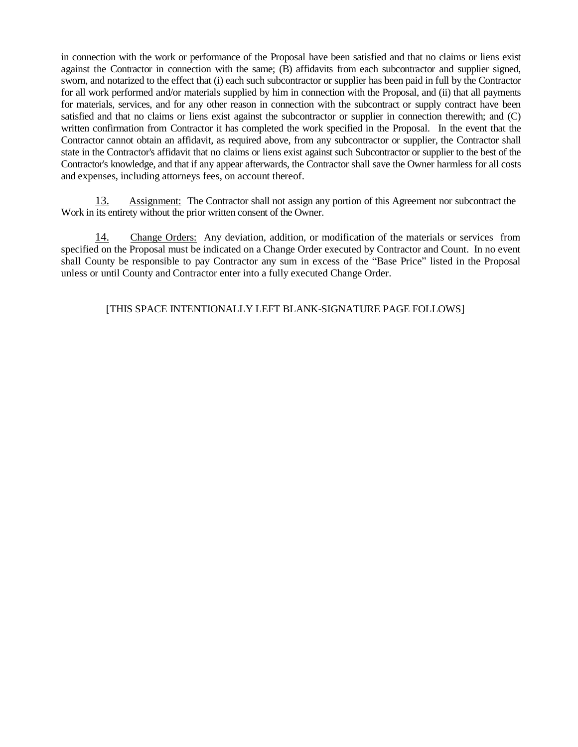in connection with the work or performance of the Proposal have been satisfied and that no claims or liens exist against the Contractor in connection with the same; (B) affidavits from each subcontractor and supplier signed, sworn, and notarized to the effect that (i) each such subcontractor or supplier has been paid in full by the Contractor for all work performed and/or materials supplied by him in connection with the Proposal, and (ii) that all payments for materials, services, and for any other reason in connection with the subcontract or supply contract have been satisfied and that no claims or liens exist against the subcontractor or supplier in connection therewith; and (C) written confirmation from Contractor it has completed the work specified in the Proposal. In the event that the Contractor cannot obtain an affidavit, as required above, from any subcontractor or supplier, the Contractor shall state in the Contractor's affidavit that no claims or liens exist against such Subcontractor or supplier to the best of the Contractor's knowledge, and that if any appear afterwards, the Contractor shall save the Owner harmless for all costs and expenses, including attorneys fees, on account thereof.

13. <u>Assignment:</u> The Contractor shall not assign any portion of this Agreement nor subcontract the Work in its entirety without the prior written consent of the Owner.

14. <u>Change Orders:</u> Any deviation, addition, or modification of the materials or services from specified on the Proposal must be indicated on a Change Order executed by Contractor and Count. In no event shall County be responsible to pay Contractor any sum in excess of the "Base Price" listed in the Proposal unless or until County and Contractor enter into a fully executed Change Order.

[THIS SPACE INTENTIONALLY LEFT BLANK-SIGNATURE PAGE FOLLOWS]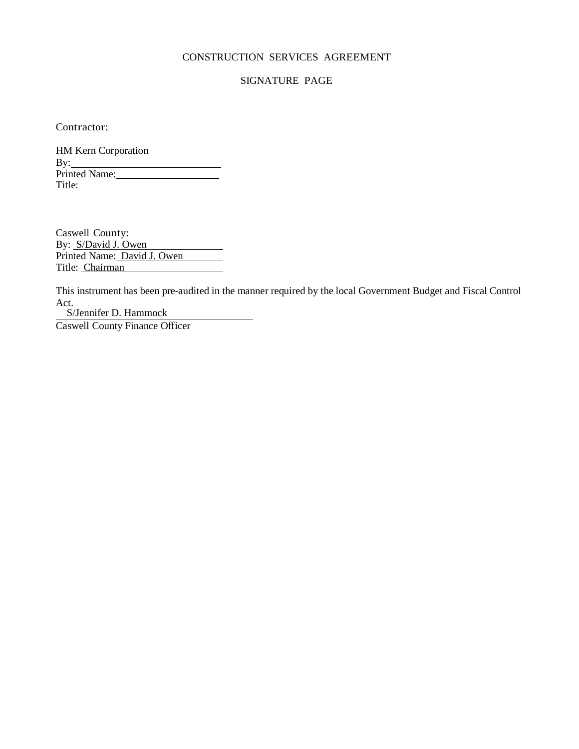CONSTRUCTION SERVICES AGREEMENT

SIGNATURE PAGE

Contractor:

HM Kern Corporation
By:______________________________
Printed Name:____________________
Title: ___________________________

Caswell County:
By: S/David J. Owen
Printed Name: David J. Owen
Title: Chairman

This instrument has been pre-audited in the manner required by the local Government Budget and Fiscal Control Act.

S/Jennifer D. Hammock
Caswell County Finance Officer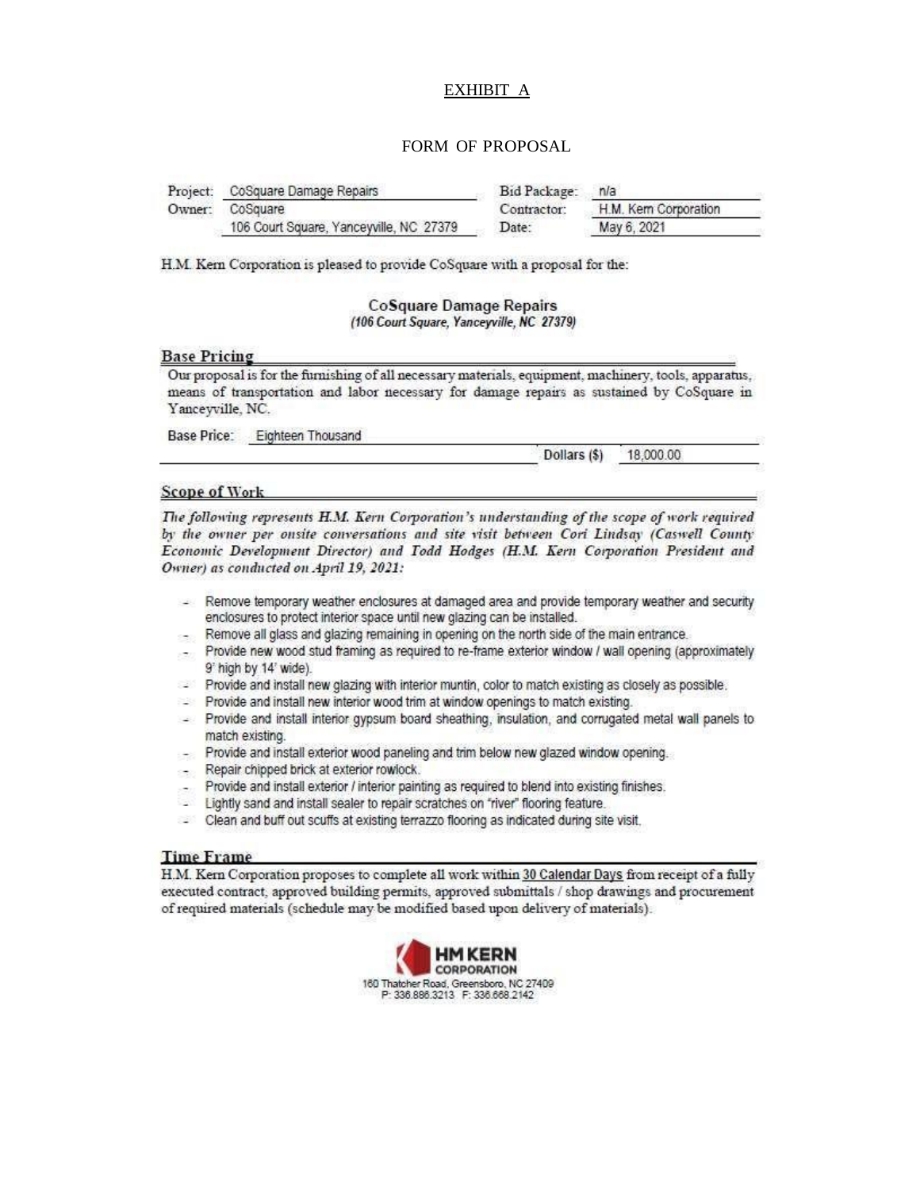EXHIBIT A

FORM OF PROPOSAL

| | | | |
|---|---|---|---|
| Project: | CoSquare Damage Repairs | Bid Package: | n/a |
| Owner: | CoSquare | Contractor: | H.M. Kern Corporation |
| | 106 Court Square, Yanceyville, NC 27379 | Date: | May 6, 2021 |

H.M. Kern Corporation is pleased to provide CoSquare with a proposal for the:

**CoSquare Damage Repairs**
*(106 Court Square, Yanceyville, NC 27379)*

## Base Pricing

Our proposal is for the furnishing of all necessary materials, equipment, machinery, tools, apparatus, means of transportation and labor necessary for damage repairs as sustained by CoSquare in Yanceyville, NC.

Base Price: Eighteen Thousand Dollars ($) 18,000.00

## Scope of Work

*The following represents H.M. Kern Corporation's understanding of the scope of work required by the owner per onsite conversations and site visit between Cori Lindsay (Caswell County Economic Development Director) and Todd Hodges (H.M. Kern Corporation President and Owner) as conducted on April 19, 2021:*

- Remove temporary weather enclosures at damaged area and provide temporary weather and security enclosures to protect interior space until new glazing can be installed.
- Remove all glass and glazing remaining in opening on the north side of the main entrance.
- Provide new wood stud framing as required to re-frame exterior window / wall opening (approximately 9' high by 14' wide).
- Provide and install new glazing with interior muntin, color to match existing as closely as possible.
- Provide and install new interior wood trim at window openings to match existing.
- Provide and install interior gypsum board sheathing, insulation, and corrugated metal wall panels to match existing.
- Provide and install exterior wood paneling and trim below new glazed window opening.
- Repair chipped brick at exterior rowlock.
- Provide and install exterior / interior painting as required to blend into existing finishes.
- Lightly sand and install sealer to repair scratches on "river" flooring feature.
- Clean and buff out scuffs at existing terrazzo flooring as indicated during site visit.

## Time Frame

H.M. Kern Corporation proposes to complete all work within 30 Calendar Days from receipt of a fully executed contract, approved building permits, approved submittals / shop drawings and procurement of required materials (schedule may be modified based upon delivery of materials).

HM KERN CORPORATION
160 Thatcher Road, Greensboro, NC 27409
P: 336.886.3213 F: 336.668.2142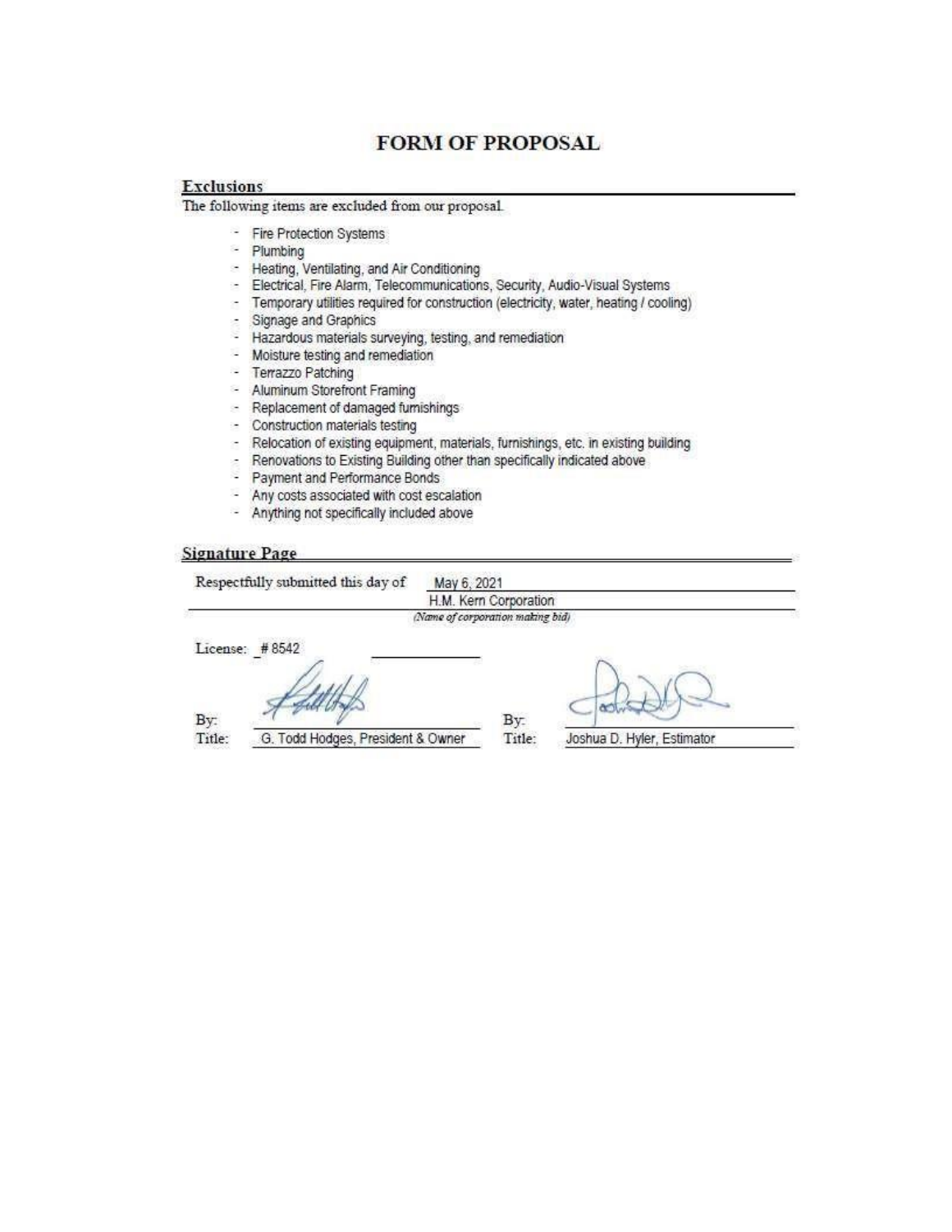# FORM OF PROPOSAL

## Exclusions

The following items are excluded from our proposal.

- Fire Protection Systems
- Plumbing
- Heating, Ventilating, and Air Conditioning
- Electrical, Fire Alarm, Telecommunications, Security, Audio-Visual Systems
- Temporary utilities required for construction (electricity, water, heating / cooling)
- Signage and Graphics
- Hazardous materials surveying, testing, and remediation
- Moisture testing and remediation
- Terrazzo Patching
- Aluminum Storefront Framing
- Replacement of damaged furnishings
- Construction materials testing
- Relocation of existing equipment, materials, furnishings, etc. in existing building
- Renovations to Existing Building other than specifically indicated above
- Payment and Performance Bonds
- Any costs associated with cost escalation
- Anything not specifically included above

## Signature Page

Respectfully submitted this day of May 6, 2021

H.M. Kern Corporation

*(Name of corporation making bid)*

License: #8542

By: [signature]
Title: G. Todd Hodges, President & Owner

By: [signature]
Title: Joshua D. Hyler, Estimator